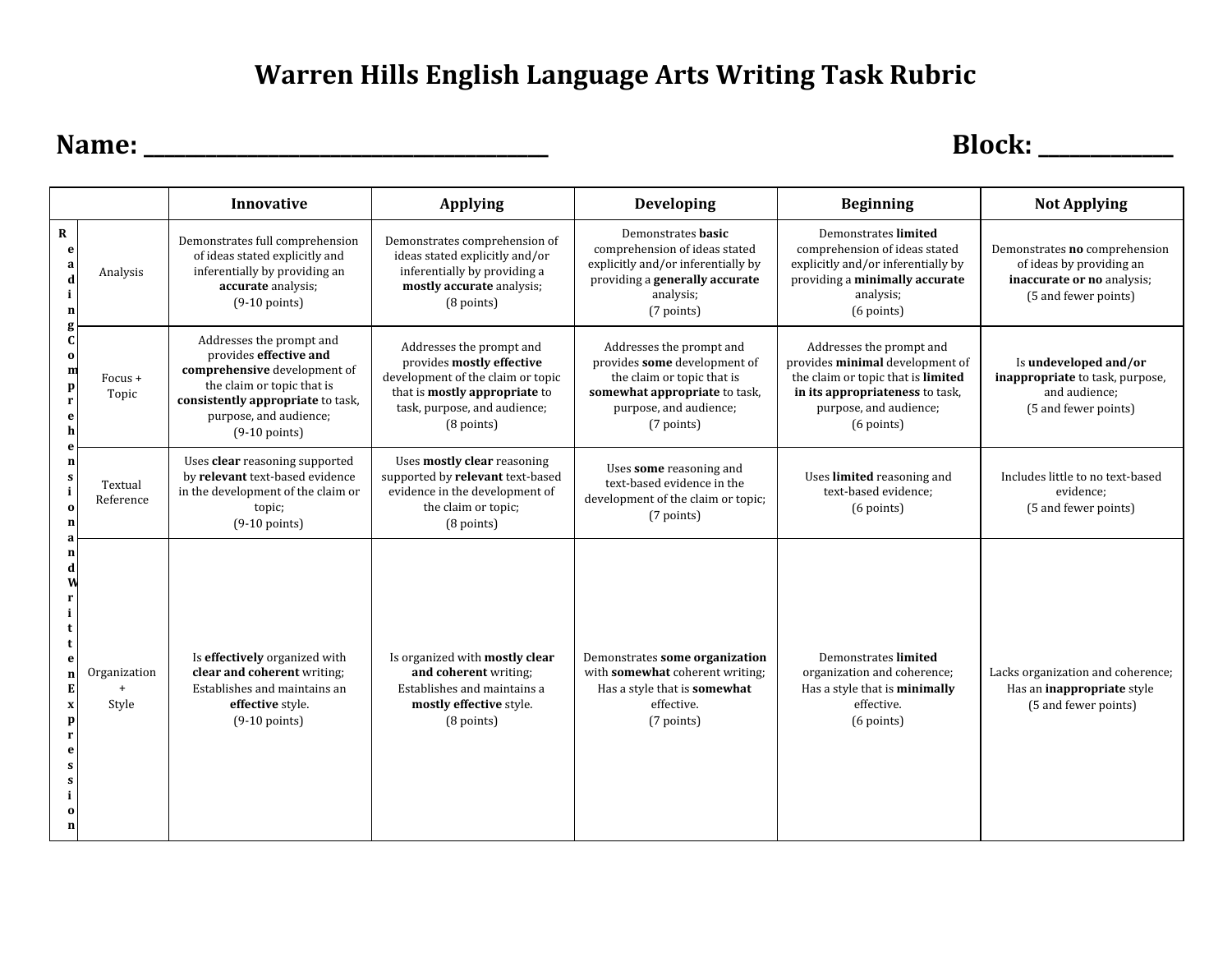# Warren Hills English Language Arts Writing Task Rubric

**Name: ___________________________________** **Block: ____________**

| | | Innovative | Applying | Developing | Beginning | Not Applying |
|---|---|---|---|---|---|---|
| Reading Comprehension and Written Expression | Analysis | Demonstrates full comprehension of ideas stated explicitly and inferentially by providing an **accurate** analysis; (9-10 points) | Demonstrates comprehension of ideas stated explicitly and/or inferentially by providing a **mostly accurate** analysis; (8 points) | Demonstrates **basic** comprehension of ideas stated explicitly and/or inferentially by providing a **generally accurate** analysis; (7 points) | Demonstrates **limited** comprehension of ideas stated explicitly and/or inferentially by providing a **minimally accurate** analysis; (6 points) | Demonstrates **no** comprehension of ideas by providing an **inaccurate or no** analysis; (5 and fewer points) |
| | Focus + Topic | Addresses the prompt and provides **effective and comprehensive** development of the claim or topic that is **consistently appropriate** to task, purpose, and audience; (9-10 points) | Addresses the prompt and provides **mostly effective** development of the claim or topic that is **mostly appropriate** to task, purpose, and audience; (8 points) | Addresses the prompt and provides **some** development of the claim or topic that is **somewhat appropriate** to task, purpose, and audience; (7 points) | Addresses the prompt and provides **minimal** development of the claim or topic that is **limited in its appropriateness** to task, purpose, and audience; (6 points) | Is **undeveloped and/or inappropriate** to task, purpose, and audience; (5 and fewer points) |
| | Textual Reference | Uses **clear** reasoning supported by **relevant** text-based evidence in the development of the claim or topic; (9-10 points) | Uses **mostly clear** reasoning supported by **relevant** text-based evidence in the development of the claim or topic; (8 points) | Uses **some** reasoning and text-based evidence in the development of the claim or topic; (7 points) | Uses **limited** reasoning and text-based evidence; (6 points) | Includes little to no text-based evidence; (5 and fewer points) |
| | Organization + Style | Is **effectively** organized with **clear and coherent** writing; Establishes and maintains an **effective** style. (9-10 points) | Is organized with **mostly clear and coherent** writing; Establishes and maintains a **mostly effective** style. (8 points) | Demonstrates **some organization** with **somewhat** coherent writing; Has a style that is **somewhat** effective. (7 points) | Demonstrates **limited** organization and coherence; Has a style that is **minimally** effective. (6 points) | Lacks organization and coherence; Has an **inappropriate** style (5 and fewer points) |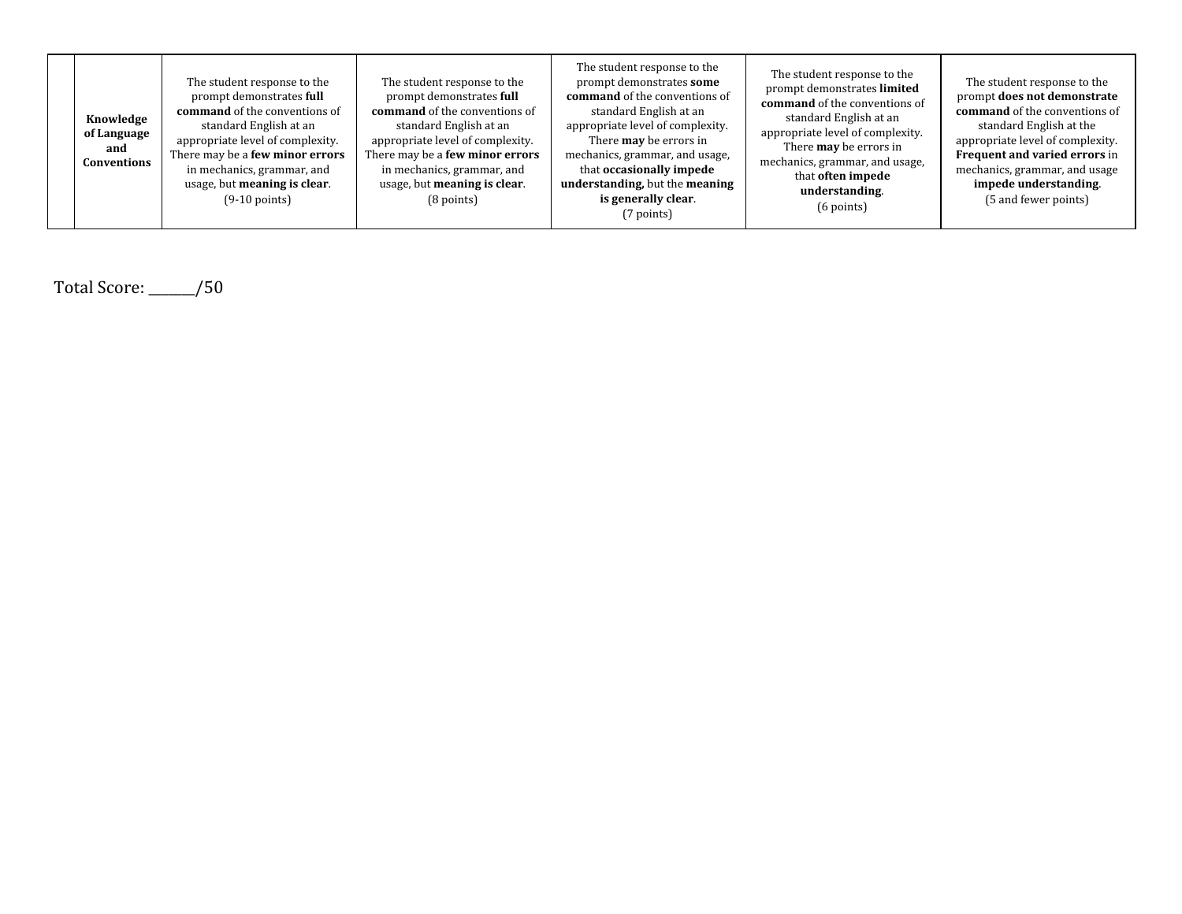|  | **Knowledge of Language and Conventions** | The student response to the prompt demonstrates **full command** of the conventions of standard English at an appropriate level of complexity. There may be a **few minor errors** in mechanics, grammar, and usage, but **meaning is clear**. (9-10 points) | The student response to the prompt demonstrates **full command** of the conventions of standard English at an appropriate level of complexity. There may be a **few minor errors** in mechanics, grammar, and usage, but **meaning is clear**. (8 points) | The student response to the prompt demonstrates **some command** of the conventions of standard English at an appropriate level of complexity. There **may** be errors in mechanics, grammar, and usage, that **occasionally impede understanding,** but the **meaning is generally clear**. (7 points) | The student response to the prompt demonstrates **limited command** of the conventions of standard English at an appropriate level of complexity. There **may** be errors in mechanics, grammar, and usage, that **often impede understanding**. (6 points) | The student response to the prompt **does not demonstrate command** of the conventions of standard English at the appropriate level of complexity. **Frequent and varied errors** in mechanics, grammar, and usage **impede understanding**. (5 and fewer points) |
|---|---|---|---|---|---|---|

Total Score: _______/50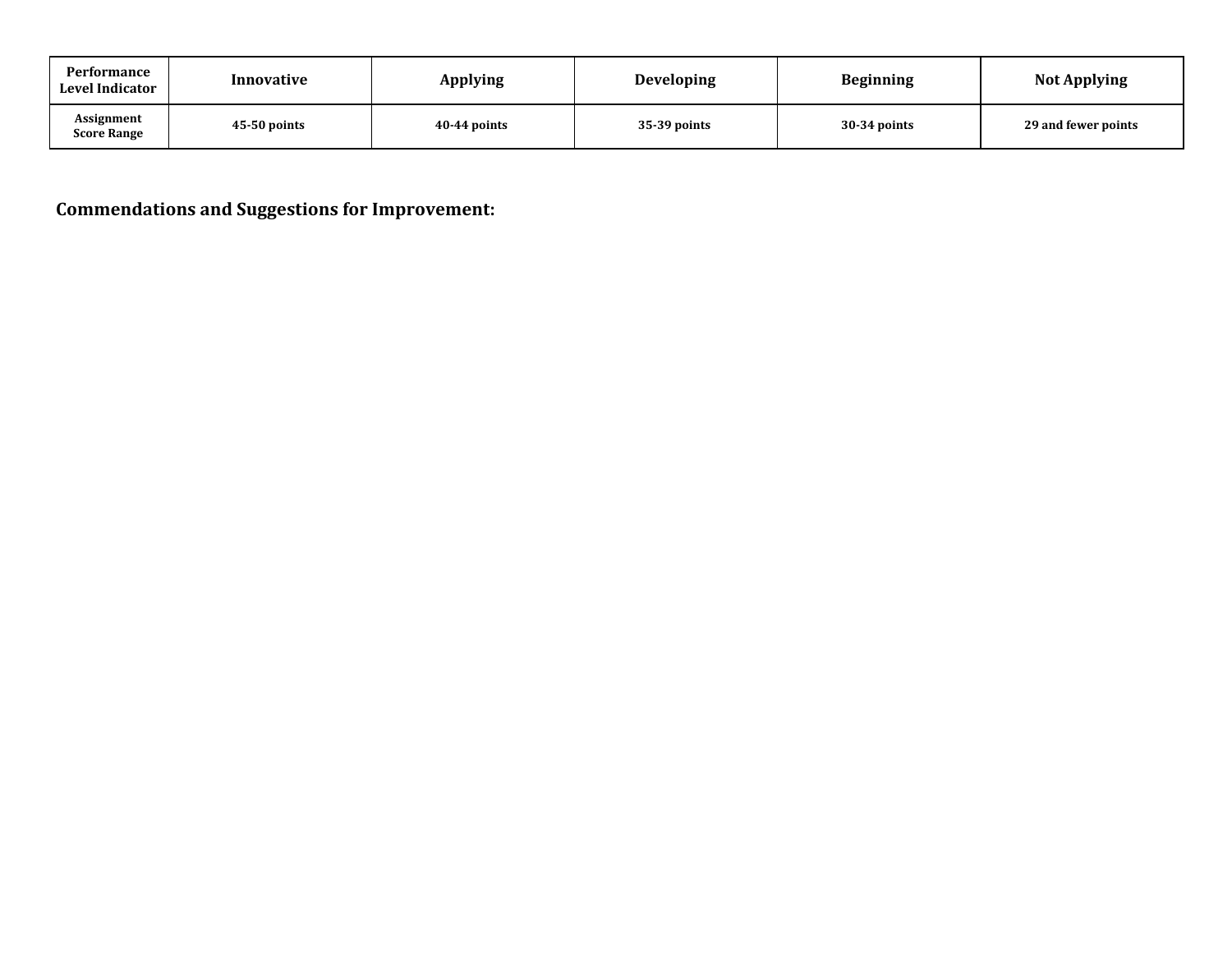| Performance Level Indicator | Innovative | Applying | Developing | Beginning | Not Applying |
|---|---|---|---|---|---|
| Assignment Score Range | 45-50 points | 40-44 points | 35-39 points | 30-34 points | 29 and fewer points |

**Commendations and Suggestions for Improvement:**